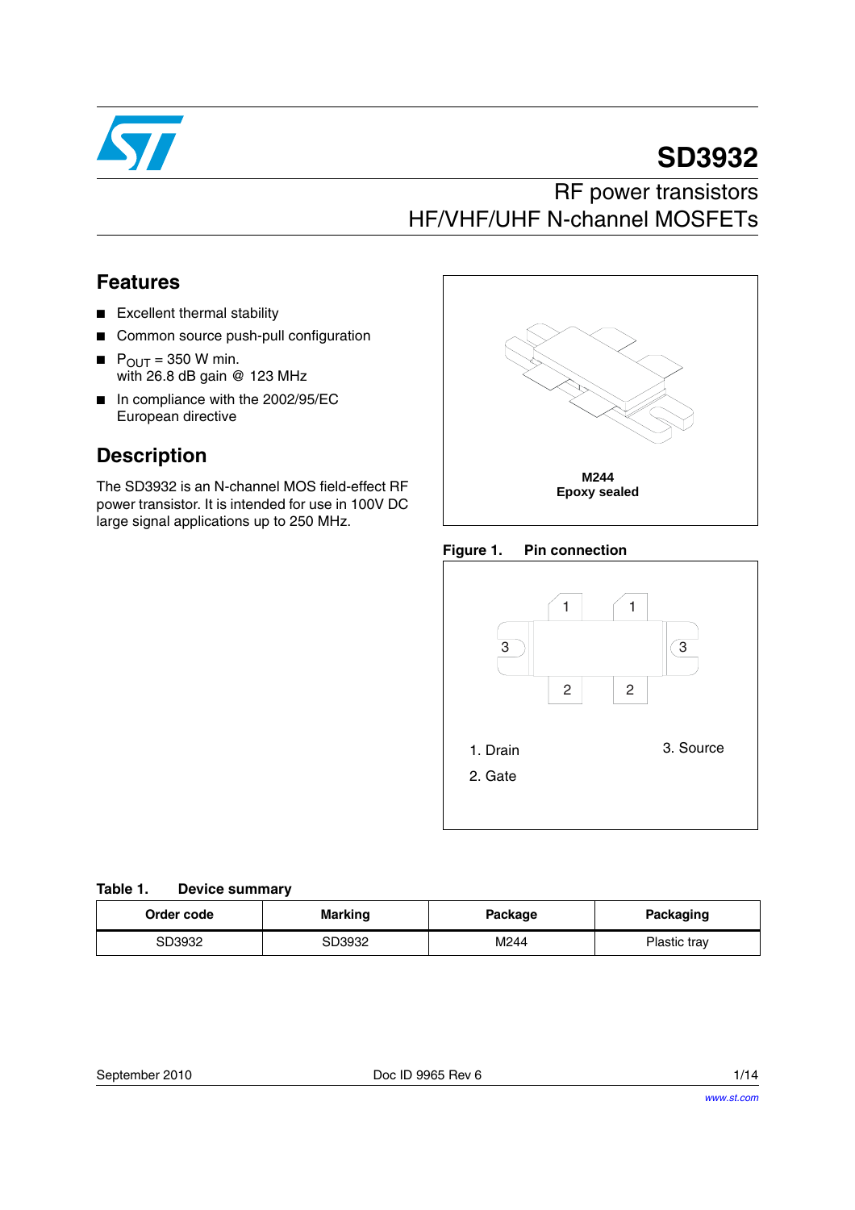# SD3932

## RF power transistors
## HF/VHF/UHF N-channel MOSFETs

## Features

- Excellent thermal stability
- Common source push-pull configuration
- $P_{OUT}$ = 350 W min.
  with 26.8 dB gain @ 123 MHz
- In compliance with the 2002/95/EC European directive

## Description

The SD3932 is an N-channel MOS field-effect RF power transistor. It is intended for use in 100V DC large signal applications up to 250 MHz.

**M244**
**Epoxy sealed**

**Figure 1. Pin connection**

1 1
3 3
2 2

1. Drain
2. Gate
3. Source

**Table 1. Device summary**

| Order code | Marking | Package | Packaging |
|---|---|---|---|
| SD3932 | SD3932 | M244 | Plastic tray |

September 2010 Doc ID 9965 Rev 6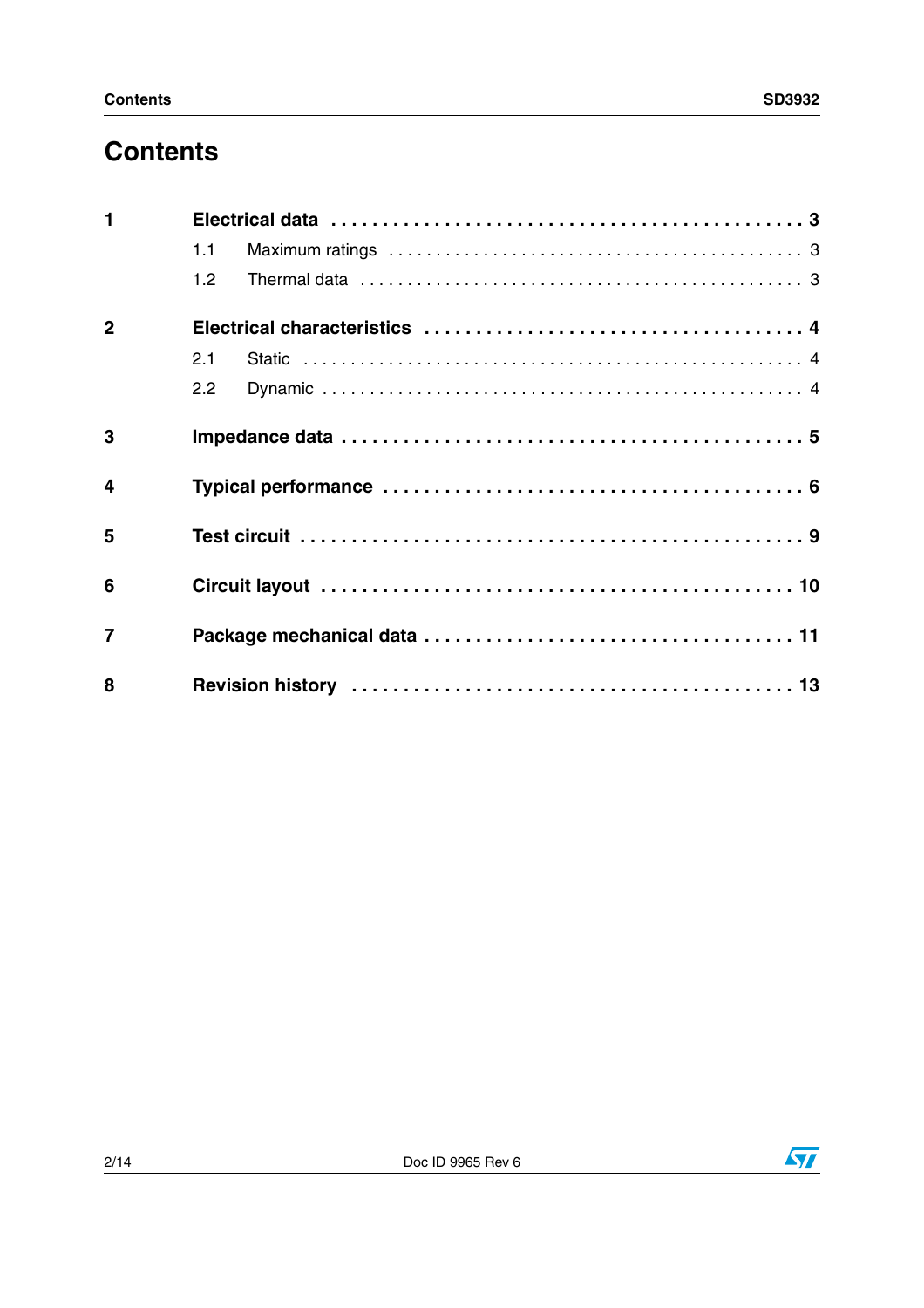# Contents

**1 Electrical data . . . . . . . . . . . . . . . . . . . . . . . . . . . . . . . . . . . . . . . . . . . . . . 3**

1.1 Maximum ratings . . . . . . . . . . . . . . . . . . . . . . . . . . . . . . . . . . . . . . . . . . 3

1.2 Thermal data . . . . . . . . . . . . . . . . . . . . . . . . . . . . . . . . . . . . . . . . . . . . 3

**2 Electrical characteristics . . . . . . . . . . . . . . . . . . . . . . . . . . . . . . . . . . . 4**

2.1 Static . . . . . . . . . . . . . . . . . . . . . . . . . . . . . . . . . . . . . . . . . . . . . . . . . 4

2.2 Dynamic . . . . . . . . . . . . . . . . . . . . . . . . . . . . . . . . . . . . . . . . . . . . . . . 4

**3 Impedance data . . . . . . . . . . . . . . . . . . . . . . . . . . . . . . . . . . . . . . . . . . . 5**

**4 Typical performance . . . . . . . . . . . . . . . . . . . . . . . . . . . . . . . . . . . . . . . 6**

**5 Test circuit . . . . . . . . . . . . . . . . . . . . . . . . . . . . . . . . . . . . . . . . . . . . . . 9**

**6 Circuit layout . . . . . . . . . . . . . . . . . . . . . . . . . . . . . . . . . . . . . . . . . . . 10**

**7 Package mechanical data . . . . . . . . . . . . . . . . . . . . . . . . . . . . . . . . . . 11**

**8 Revision history . . . . . . . . . . . . . . . . . . . . . . . . . . . . . . . . . . . . . . . . 13**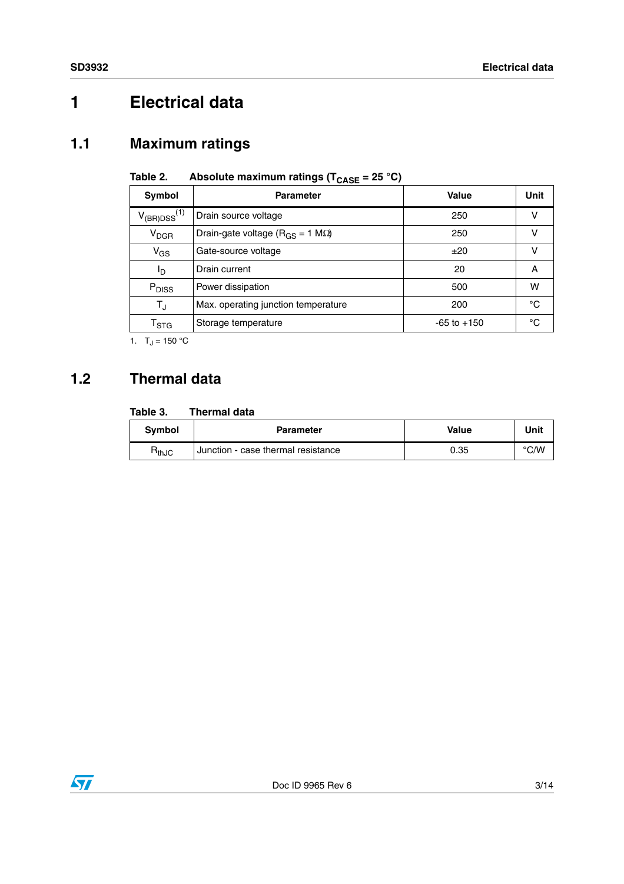# 1 Electrical data

## 1.1 Maximum ratings

**Table 2. Absolute maximum ratings ($T_{CASE}$ = 25 °C)**

| Symbol | Parameter | Value | Unit |
|---|---|---|---|
| $V_{(BR)DSS}$[1] | Drain source voltage | 250 | V |
| $V_{DGR}$ | Drain-gate voltage ($R_{GS}$ = 1 MΩ) | 250 | V |
| $V_{GS}$ | Gate-source voltage | ±20 | V |
| $I_D$ | Drain current | 20 | A |
| $P_{DISS}$ | Power dissipation | 500 | W |
| $T_J$ | Max. operating junction temperature | 200 | °C |
| $T_{STG}$ | Storage temperature | -65 to +150 | °C |

1. $T_J$ = 150 °C

## 1.2 Thermal data

**Table 3. Thermal data**

| Symbol | Parameter | Value | Unit |
|---|---|---|---|
| $R_{thJC}$ | Junction - case thermal resistance | 0.35 | °C/W |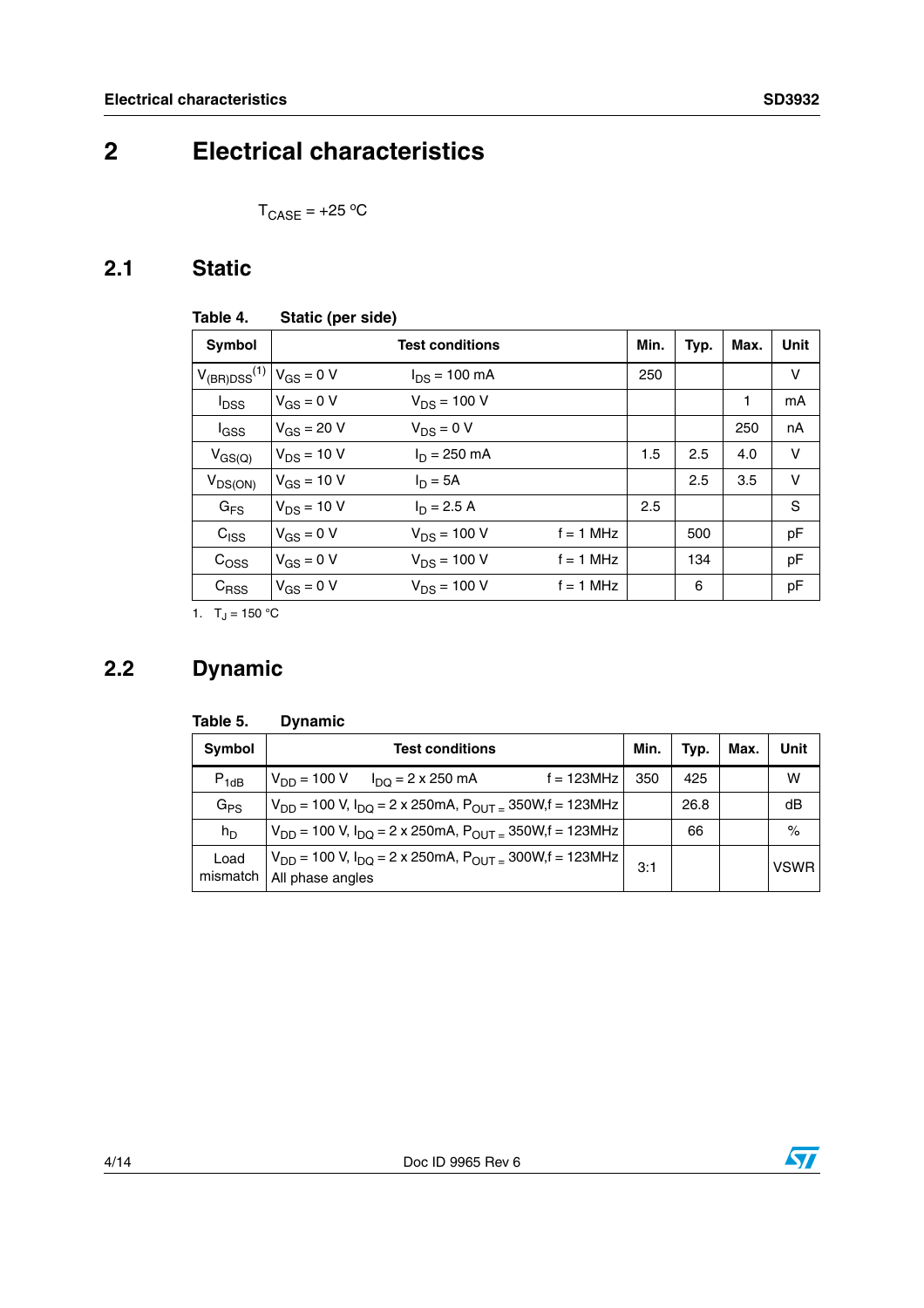# 2 Electrical characteristics

$T_{CASE}$ = +25 °C

## 2.1 Static

**Table 4. Static (per side)**

| Symbol | Test conditions | | | Min. | Typ. | Max. | Unit |
|---|---|---|---|---|---|---|---|
| $V_{(BR)DSS}$ [(1)] | $V_{GS}$ = 0 V | $I_{DS}$ = 100 mA | | 250 | | | V |
| $I_{DSS}$ | $V_{GS}$ = 0 V | $V_{DS}$ = 100 V | | | | 1 | mA |
| $I_{GSS}$ | $V_{GS}$ = 20 V | $V_{DS}$ = 0 V | | | | 250 | nA |
| $V_{GS(Q)}$ | $V_{DS}$ = 10 V | $I_D$ = 250 mA | | 1.5 | 2.5 | 4.0 | V |
| $V_{DS(ON)}$ | $V_{GS}$ = 10 V | $I_D$ = 5A | | | 2.5 | 3.5 | V |
| $G_{FS}$ | $V_{DS}$ = 10 V | $I_D$ = 2.5 A | | 2.5 | | | S |
| $C_{ISS}$ | $V_{GS}$ = 0 V | $V_{DS}$ = 100 V | f = 1 MHz | | 500 | | pF |
| $C_{OSS}$ | $V_{GS}$ = 0 V | $V_{DS}$ = 100 V | f = 1 MHz | | 134 | | pF |
| $C_{RSS}$ | $V_{GS}$ = 0 V | $V_{DS}$ = 100 V | f = 1 MHz | | 6 | | pF |

1. $T_J$ = 150 °C

## 2.2 Dynamic

**Table 5. Dynamic**

| Symbol | Test conditions | Min. | Typ. | Max. | Unit |
|---|---|---|---|---|---|
| $P_{1dB}$ | $V_{DD}$ = 100 V $I_{DQ}$ = 2 x 250 mA f = 123MHz | 350 | 425 | | W |
| $G_{PS}$ | $V_{DD}$ = 100 V, $I_{DQ}$ = 2 x 250mA, $P_{OUT}$ = 350W,f = 123MHz | | 26.8 | | dB |
| $h_D$ | $V_{DD}$ = 100 V, $I_{DQ}$ = 2 x 250mA, $P_{OUT}$ = 350W,f = 123MHz | | 66 | | % |
| Load mismatch | $V_{DD}$ = 100 V, $I_{DQ}$ = 2 x 250mA, $P_{OUT}$ = 300W,f = 123MHz All phase angles | 3:1 | | | VSWR |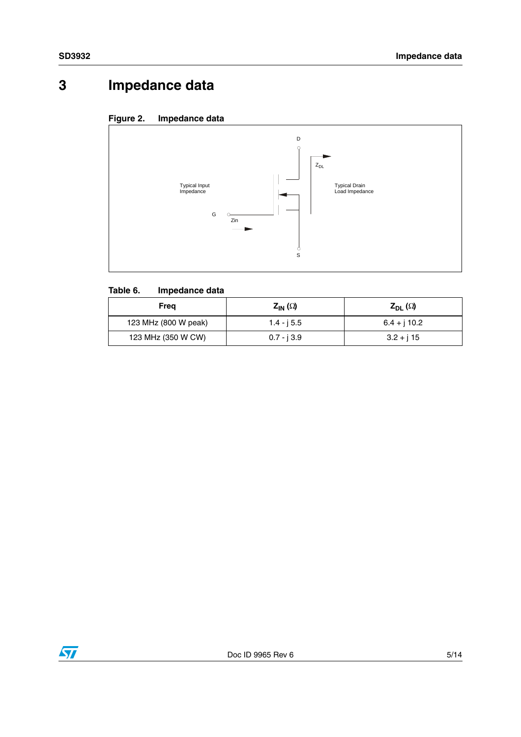# 3 Impedance data

**Figure 2. Impedance data**

D

$Z_{DL}$

Typical Input Impedance

Typical Drain Load Impedance

G

Zin

S

**Table 6. Impedance data**

| Freq | $Z_{IN}$ (Ω) | $Z_{DL}$ (Ω) |
|---|---|---|
| 123 MHz (800 W peak) | 1.4 - j 5.5 | 6.4 + j 10.2 |
| 123 MHz (350 W CW) | 0.7 - j 3.9 | 3.2 + j 15 |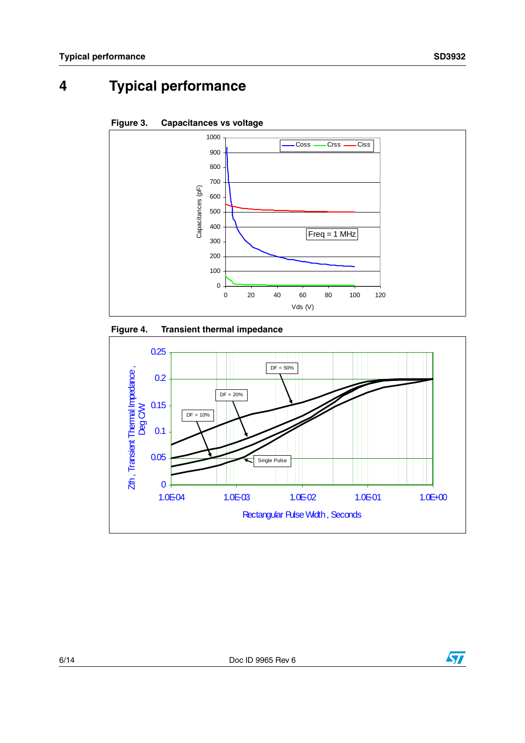# 4 Typical performance

**Figure 3. Capacitances vs voltage**

Coss Crss Ciss

Freq = 1 MHz

Capacitances (pF)

1000
900
800
700
600
500
400
300
200
100
0

0 20 40 60 80 100 120

Vds (V)

**Figure 4. Transient thermal impedance**

Zth , Transient Thermal Impedance , Deg C/W

0.25
0.2
0.15
0.1
0.05
0

DF = 50%

DF = 20%

DF = 10%

Single Pulse

1.0E-04 1.0E-03 1.0E-02 1.0E-01 1.0E+00

Rectangular Pulse Width , Seconds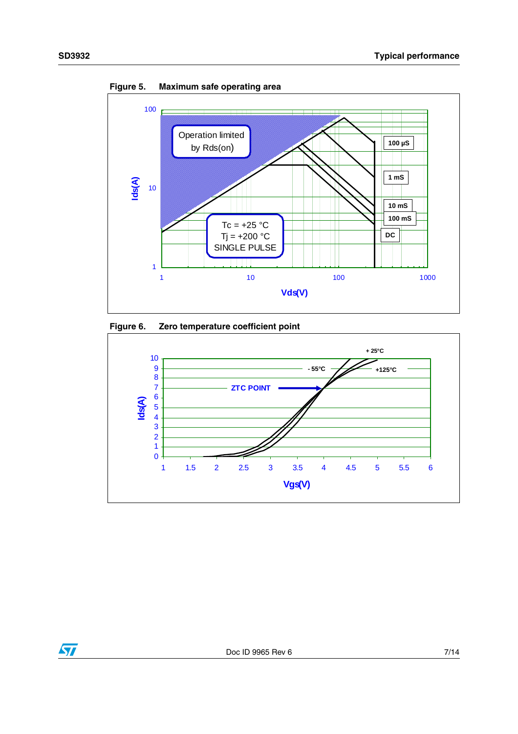Figure 5. Maximum safe operating area

100
10
1
Ids(A)
Operation limited
by Rds(on)
Tc = +25 °C
Tj = +200 °C
SINGLE PULSE
100 µS
1 mS
10 mS
100 mS
DC
1
10
100
1000
Vds(V)

Figure 6. Zero temperature coefficient point

10
9
8
7
6
5
4
3
2
1
0
Ids(A)
+ 25°C
- 55°C
+125°C
ZTC POINT
1
1.5
2
2.5
3
3.5
4
4.5
5
5.5
6
Vgs(V)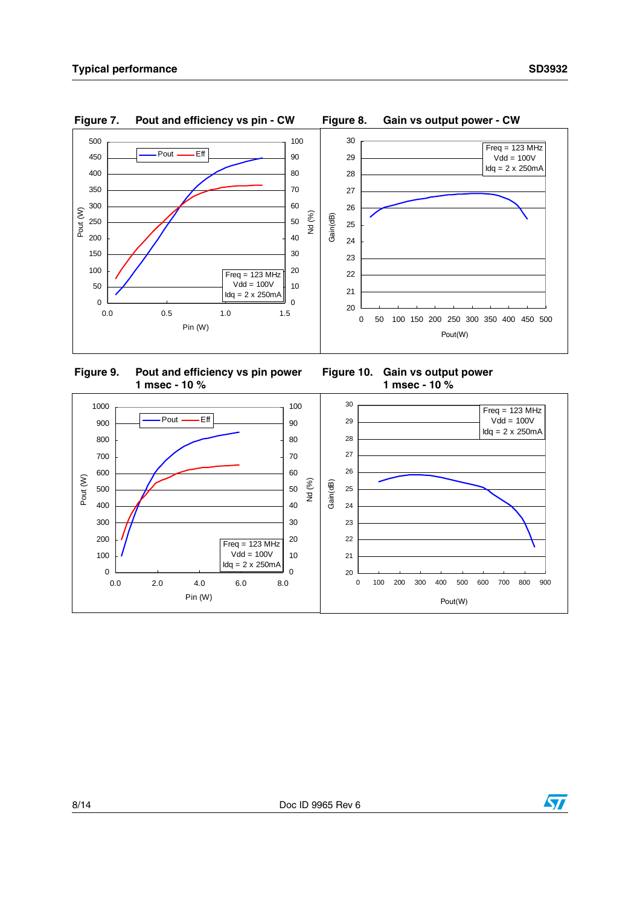## Typical performance

**Figure 7. Pout and efficiency vs pin - CW**

Pout (W)
500
450
400
350
300
250
200
150
100
50
0
Nd (%)
100
90
80
70
60
50
40
30
20
10
0
Pin (W)
0.0
0.5
1.0
1.5
Pout
Eff
Freq = 123 MHz
Vdd = 100V
Idq = 2 x 250mA

**Figure 8. Gain vs output power - CW**

Gain(dB)
30
29
28
27
26
25
24
23
22
21
20
Pout(W)
0
50
100
150
200
250
300
350
400
450
500
Freq = 123 MHz
Vdd = 100V
Idq = 2 x 250mA

**Figure 9. Pout and efficiency vs pin power 1 msec - 10 %**

Pout (W)
1000
900
800
700
600
500
400
300
200
100
0
Nd (%)
100
90
80
70
60
50
40
30
20
10
0
Pin (W)
0.0
2.0
4.0
6.0
8.0
Pout
Eff
Freq = 123 MHz
Vdd = 100V
Idq = 2 x 250mA

**Figure 10. Gain vs output power 1 msec - 10 %**

Gain(dB)
30
29
28
27
26
25
24
23
22
21
20
Pout(W)
0
100
200
300
400
500
600
700
800
900
Freq = 123 MHz
Vdd = 100V
Idq = 2 x 250mA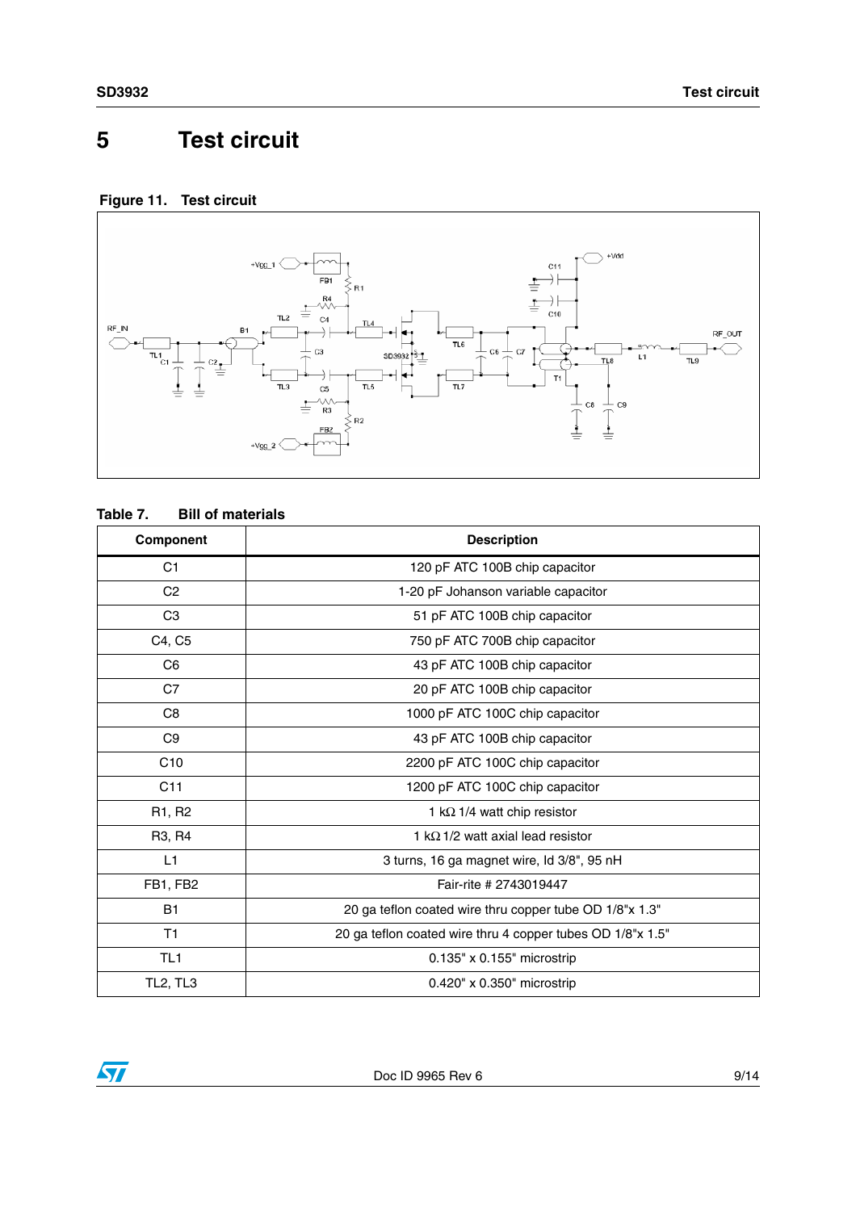# 5 Test circuit

**Figure 11. Test circuit**

+Vgg_1
FB1
R1
R4
TL2
C4
TL4
RF_IN
B1
TL1
C1
C2
C3
SD3932
TL6
C6
C7
TL3
C5
TL5
TL7
R3
R2
FB2
+Vgg_2
C11
C10
+Vdd
TL8
L1
TL9
RF_OUT
T1
C8
C9

**Table 7. Bill of materials**

| Component | Description |
|---|---|
| C1 | 120 pF ATC 100B chip capacitor |
| C2 | 1-20 pF Johanson variable capacitor |
| C3 | 51 pF ATC 100B chip capacitor |
| C4, C5 | 750 pF ATC 700B chip capacitor |
| C6 | 43 pF ATC 100B chip capacitor |
| C7 | 20 pF ATC 100B chip capacitor |
| C8 | 1000 pF ATC 100C chip capacitor |
| C9 | 43 pF ATC 100B chip capacitor |
| C10 | 2200 pF ATC 100C chip capacitor |
| C11 | 1200 pF ATC 100C chip capacitor |
| R1, R2 | 1 kΩ 1/4 watt chip resistor |
| R3, R4 | 1 kΩ 1/2 watt axial lead resistor |
| L1 | 3 turns, 16 ga magnet wire, Id 3/8", 95 nH |
| FB1, FB2 | Fair-rite # 2743019447 |
| B1 | 20 ga teflon coated wire thru copper tube OD 1/8"x 1.3" |
| T1 | 20 ga teflon coated wire thru 4 copper tubes OD 1/8"x 1.5" |
| TL1 | 0.135" x 0.155" microstrip |
| TL2, TL3 | 0.420" x 0.350" microstrip |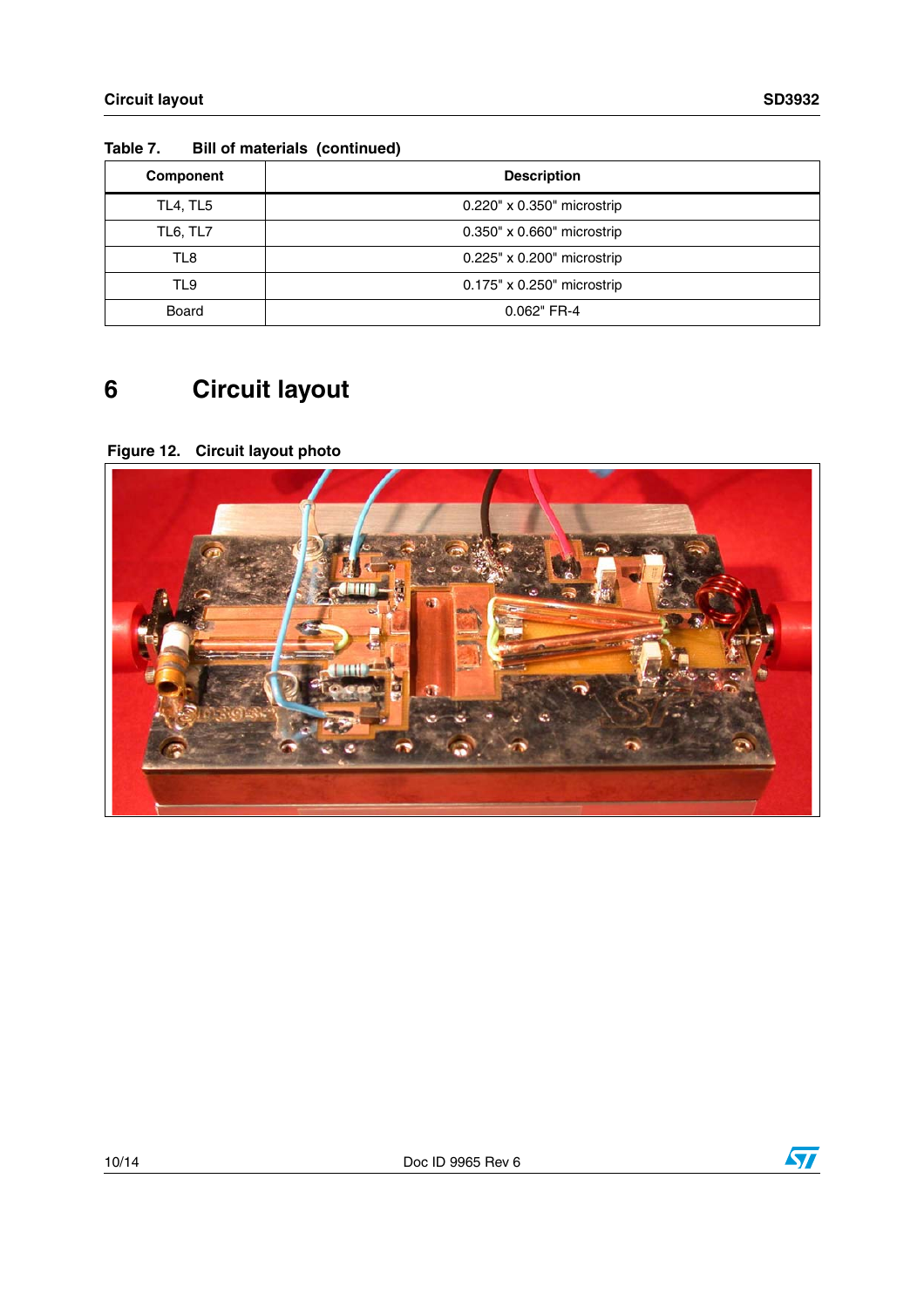Table 7. Bill of materials (continued)

| Component | Description |
|---|---|
| TL4, TL5 | 0.220" x 0.350" microstrip |
| TL6, TL7 | 0.350" x 0.660" microstrip |
| TL8 | 0.225" x 0.200" microstrip |
| TL9 | 0.175" x 0.250" microstrip |
| Board | 0.062" FR-4 |

# 6 Circuit layout

Figure 12. Circuit layout photo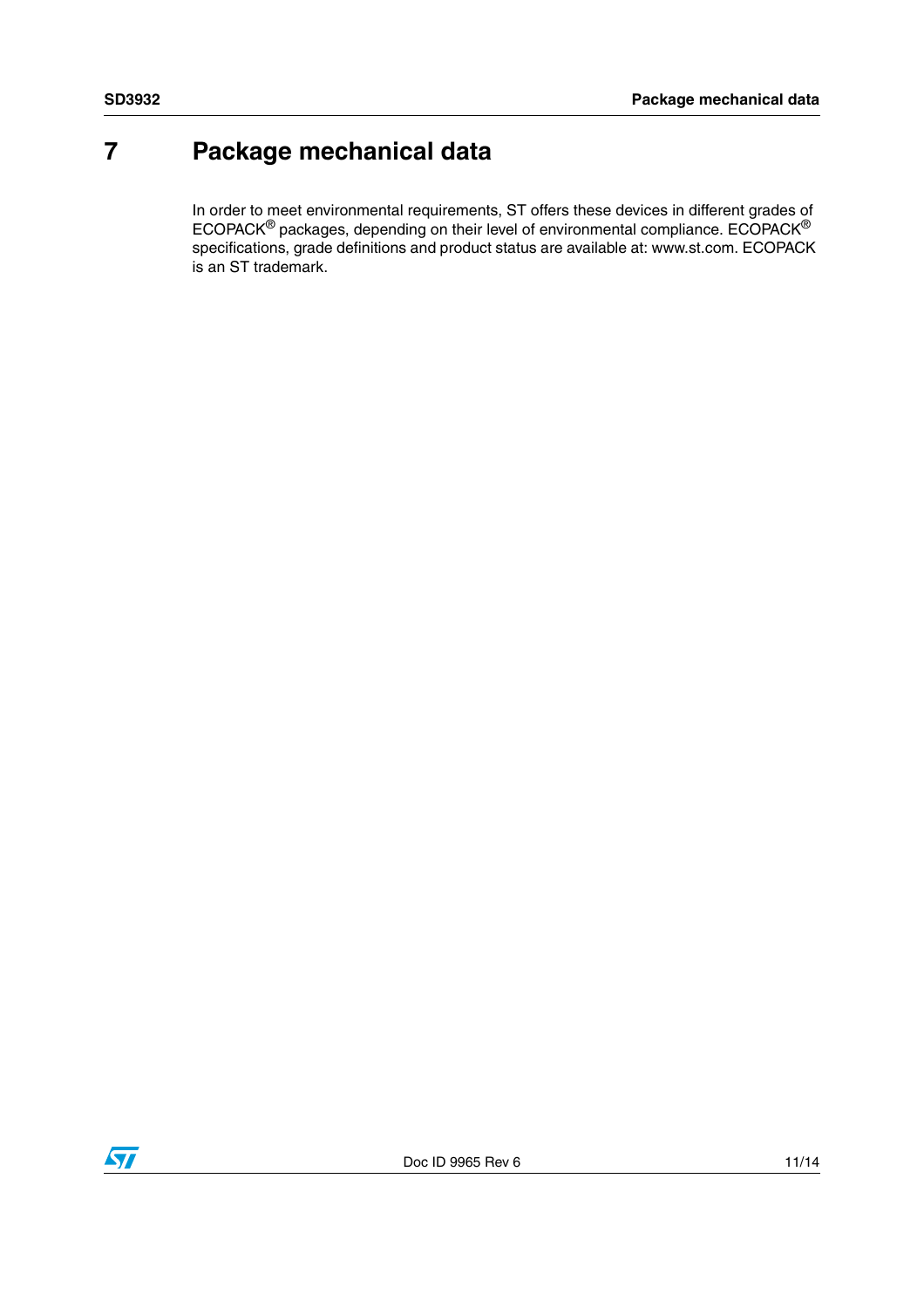# 7 Package mechanical data

In order to meet environmental requirements, ST offers these devices in different grades of ECOPACK® packages, depending on their level of environmental compliance. ECOPACK® specifications, grade definitions and product status are available at: www.st.com. ECOPACK is an ST trademark.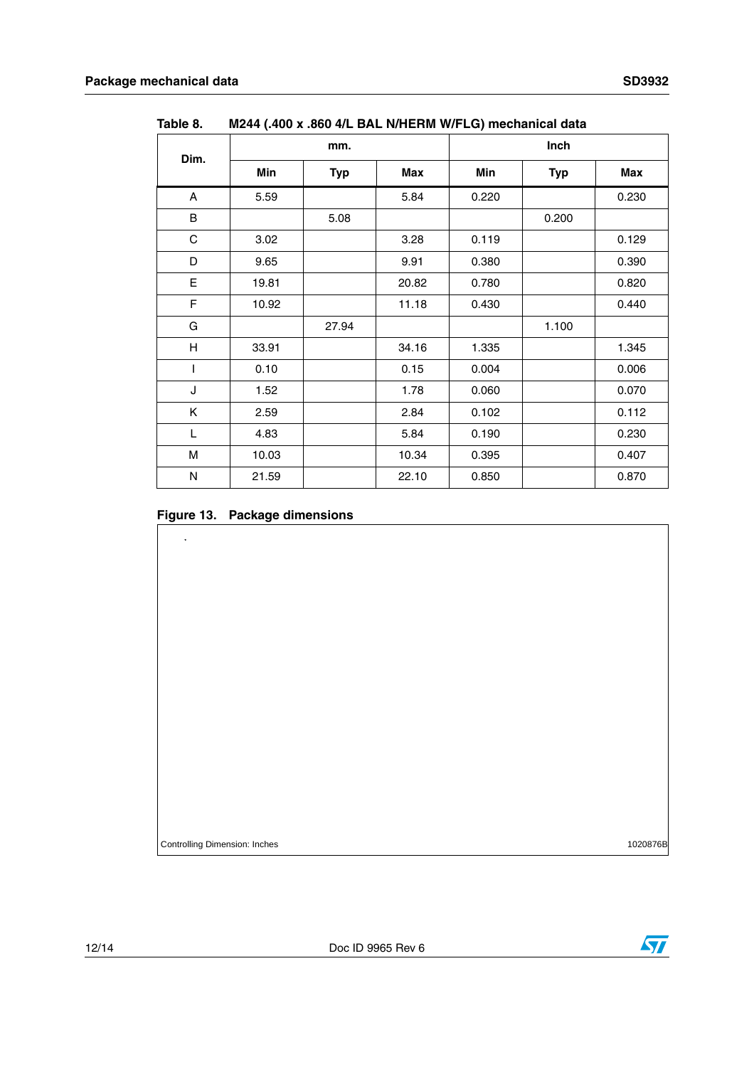Table 8. M244 (.400 x .860 4/L BAL N/HERM W/FLG) mechanical data

| Dim. | mm. | | | Inch | | |
|---|---|---|---|---|---|---|
| | Min | Typ | Max | Min | Typ | Max |
| A | 5.59 | | 5.84 | 0.220 | | 0.230 |
| B | | 5.08 | | | 0.200 | |
| C | 3.02 | | 3.28 | 0.119 | | 0.129 |
| D | 9.65 | | 9.91 | 0.380 | | 0.390 |
| E | 19.81 | | 20.82 | 0.780 | | 0.820 |
| F | 10.92 | | 11.18 | 0.430 | | 0.440 |
| G | | 27.94 | | | 1.100 | |
| H | 33.91 | | 34.16 | 1.335 | | 1.345 |
| I | 0.10 | | 0.15 | 0.004 | | 0.006 |
| J | 1.52 | | 1.78 | 0.060 | | 0.070 |
| K | 2.59 | | 2.84 | 0.102 | | 0.112 |
| L | 4.83 | | 5.84 | 0.190 | | 0.230 |
| M | 10.03 | | 10.34 | 0.395 | | 0.407 |
| N | 21.59 | | 22.10 | 0.850 | | 0.870 |

Figure 13. Package dimensions

Controlling Dimension: Inches

1020876B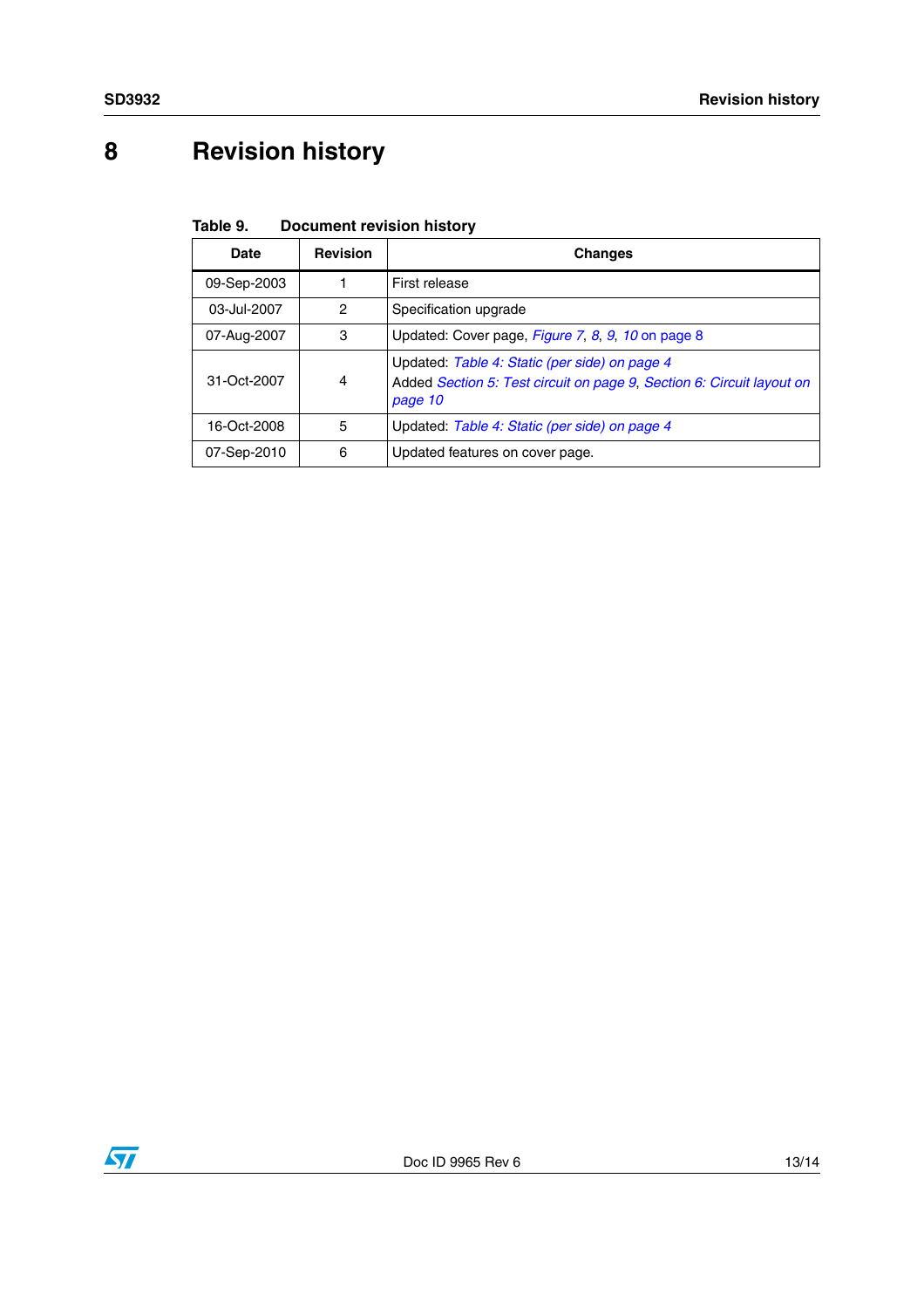# 8 Revision history

Table 9. Document revision history

| Date | Revision | Changes |
|---|---|---|
| 09-Sep-2003 | 1 | First release |
| 03-Jul-2007 | 2 | Specification upgrade |
| 07-Aug-2007 | 3 | Updated: Cover page, *Figure 7*, *8*, *9*, *10* on page 8 |
| 31-Oct-2007 | 4 | Updated: *Table 4: Static (per side) on page 4*<br>Added *Section 5: Test circuit on page 9*, *Section 6: Circuit layout on page 10* |
| 16-Oct-2008 | 5 | Updated: *Table 4: Static (per side) on page 4* |
| 07-Sep-2010 | 6 | Updated features on cover page. |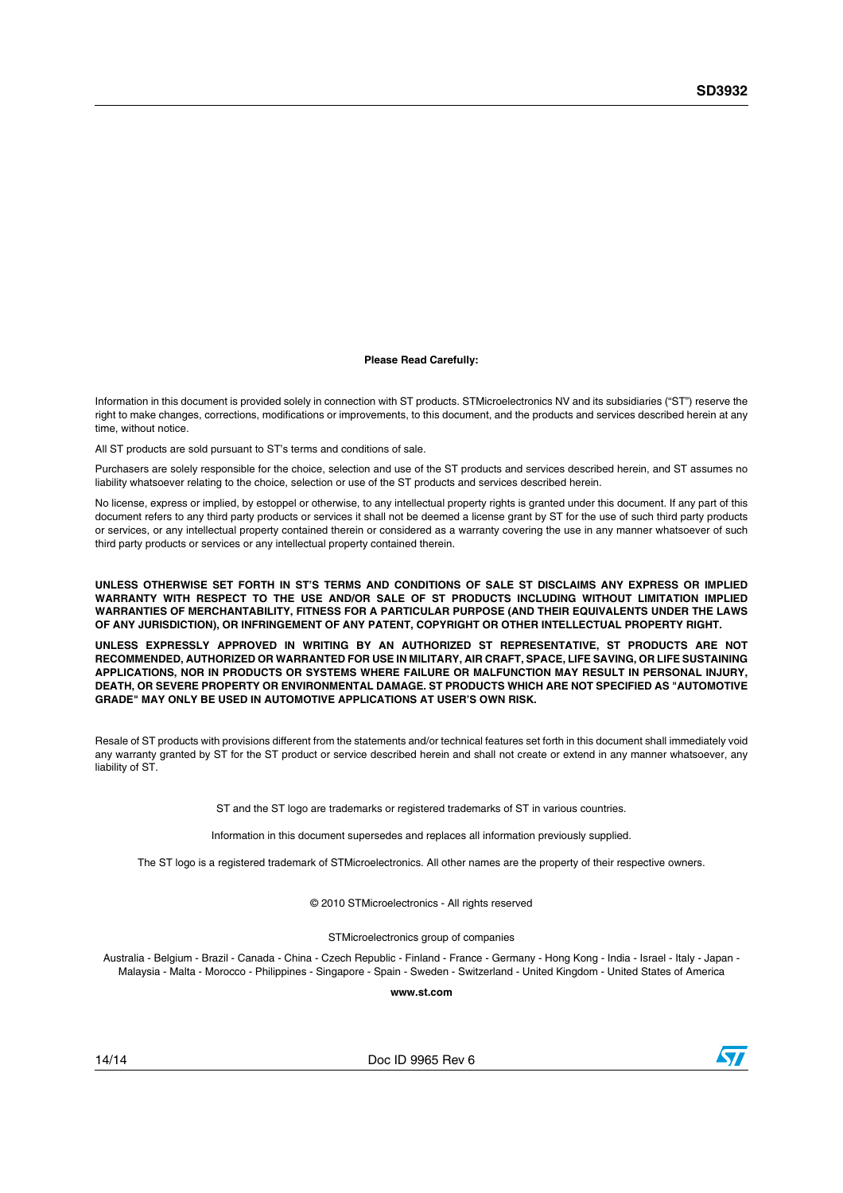**Please Read Carefully:**

Information in this document is provided solely in connection with ST products. STMicroelectronics NV and its subsidiaries ("ST") reserve the right to make changes, corrections, modifications or improvements, to this document, and the products and services described herein at any time, without notice.

All ST products are sold pursuant to ST's terms and conditions of sale.

Purchasers are solely responsible for the choice, selection and use of the ST products and services described herein, and ST assumes no liability whatsoever relating to the choice, selection or use of the ST products and services described herein.

No license, express or implied, by estoppel or otherwise, to any intellectual property rights is granted under this document. If any part of this document refers to any third party products or services it shall not be deemed a license grant by ST for the use of such third party products or services, or any intellectual property contained therein or considered as a warranty covering the use in any manner whatsoever of such third party products or services or any intellectual property contained therein.

**UNLESS OTHERWISE SET FORTH IN ST'S TERMS AND CONDITIONS OF SALE ST DISCLAIMS ANY EXPRESS OR IMPLIED WARRANTY WITH RESPECT TO THE USE AND/OR SALE OF ST PRODUCTS INCLUDING WITHOUT LIMITATION IMPLIED WARRANTIES OF MERCHANTABILITY, FITNESS FOR A PARTICULAR PURPOSE (AND THEIR EQUIVALENTS UNDER THE LAWS OF ANY JURISDICTION), OR INFRINGEMENT OF ANY PATENT, COPYRIGHT OR OTHER INTELLECTUAL PROPERTY RIGHT.**

**UNLESS EXPRESSLY APPROVED IN WRITING BY AN AUTHORIZED ST REPRESENTATIVE, ST PRODUCTS ARE NOT RECOMMENDED, AUTHORIZED OR WARRANTED FOR USE IN MILITARY, AIR CRAFT, SPACE, LIFE SAVING, OR LIFE SUSTAINING APPLICATIONS, NOR IN PRODUCTS OR SYSTEMS WHERE FAILURE OR MALFUNCTION MAY RESULT IN PERSONAL INJURY, DEATH, OR SEVERE PROPERTY OR ENVIRONMENTAL DAMAGE. ST PRODUCTS WHICH ARE NOT SPECIFIED AS "AUTOMOTIVE GRADE" MAY ONLY BE USED IN AUTOMOTIVE APPLICATIONS AT USER'S OWN RISK.**

Resale of ST products with provisions different from the statements and/or technical features set forth in this document shall immediately void any warranty granted by ST for the ST product or service described herein and shall not create or extend in any manner whatsoever, any liability of ST.

ST and the ST logo are trademarks or registered trademarks of ST in various countries.

Information in this document supersedes and replaces all information previously supplied.

The ST logo is a registered trademark of STMicroelectronics. All other names are the property of their respective owners.

© 2010 STMicroelectronics - All rights reserved

STMicroelectronics group of companies

Australia - Belgium - Brazil - Canada - China - Czech Republic - Finland - France - Germany - Hong Kong - India - Israel - Italy - Japan - Malaysia - Malta - Morocco - Philippines - Singapore - Spain - Sweden - Switzerland - United Kingdom - United States of America

**www.st.com**